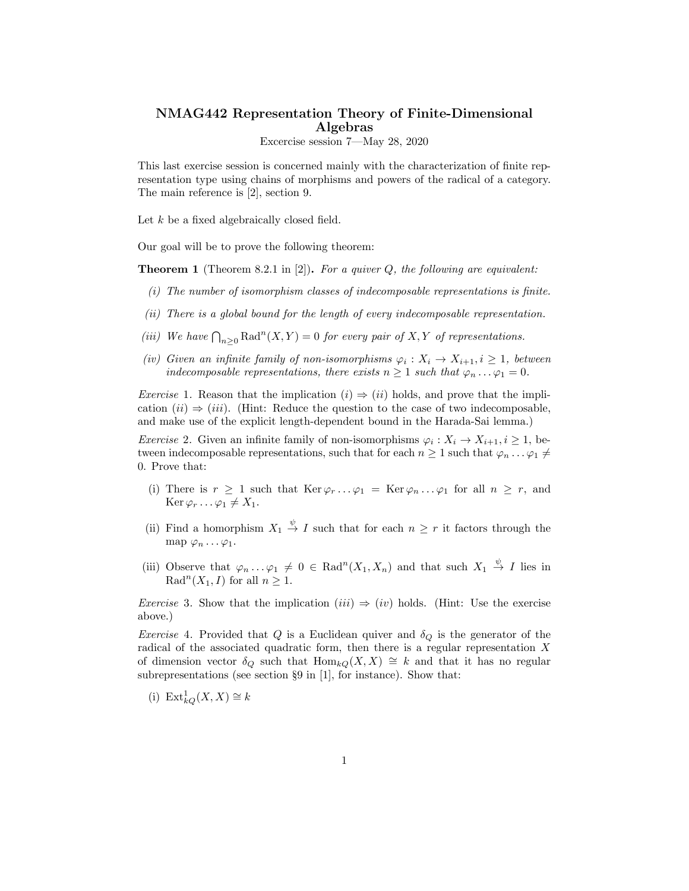# NMAG442 Representation Theory of Finite-Dimensional Algebras

Excercise session 7—May 28, 2020

This last exercise session is concerned mainly with the characterization of finite representation type using chains of morphisms and powers of the radical of a category. The main reference is [2], section 9.

Let $k$ be a fixed algebraically closed field.

Our goal will be to prove the following theorem:

**Theorem 1** (Theorem 8.2.1 in [2])**.** *For a quiver $Q$, the following are equivalent:*

*(i) The number of isomorphism classes of indecomposable representations is finite.*

*(ii) There is a global bound for the length of every indecomposable representation.*

*(iii) We have $\bigcap_{n\geq 0} \operatorname{Rad}^n(X,Y) = 0$ for every pair of $X, Y$ of representations.*

*(iv) Given an infinite family of non-isomorphisms $\varphi_i : X_i \to X_{i+1}, i \geq 1$, between indecomposable representations, there exists $n \geq 1$ such that $\varphi_n \dots \varphi_1 = 0$.*

*Exercise* 1. Reason that the implication $(i) \Rightarrow (ii)$ holds, and prove that the implication $(ii) \Rightarrow (iii)$. (Hint: Reduce the question to the case of two indecomposable, and make use of the explicit length-dependent bound in the Harada-Sai lemma.)

*Exercise* 2. Given an infinite family of non-isomorphisms $\varphi_i : X_i \to X_{i+1}, i \geq 1$, between indecomposable representations, such that for each $n \geq 1$ such that $\varphi_n \dots \varphi_1 \neq 0$. Prove that:

(i) There is $r \geq 1$ such that $\operatorname{Ker} \varphi_r \dots \varphi_1 = \operatorname{Ker} \varphi_n \dots \varphi_1$ for all $n \geq r$, and $\operatorname{Ker} \varphi_r \dots \varphi_1 \neq X_1$.

(ii) Find a homorphism $X_1 \stackrel{\psi}{\to} I$ such that for each $n \geq r$ it factors through the map $\varphi_n \dots \varphi_1$.

(iii) Observe that $\varphi_n \dots \varphi_1 \neq 0 \in \operatorname{Rad}^n(X_1, X_n)$ and that such $X_1 \stackrel{\psi}{\to} I$ lies in $\operatorname{Rad}^n(X_1, I)$ for all $n \geq 1$.

*Exercise* 3. Show that the implication $(iii) \Rightarrow (iv)$ holds. (Hint: Use the exercise above.)

*Exercise* 4. Provided that $Q$ is a Euclidean quiver and $\delta_Q$ is the generator of the radical of the associated quadratic form, then there is a regular representation $X$ of dimension vector $\delta_Q$ such that $\operatorname{Hom}_{kQ}(X,X) \cong k$ and that it has no regular subrepresentations (see section §9 in [1], for instance). Show that:

(i) $\operatorname{Ext}^1_{kQ}(X,X) \cong k$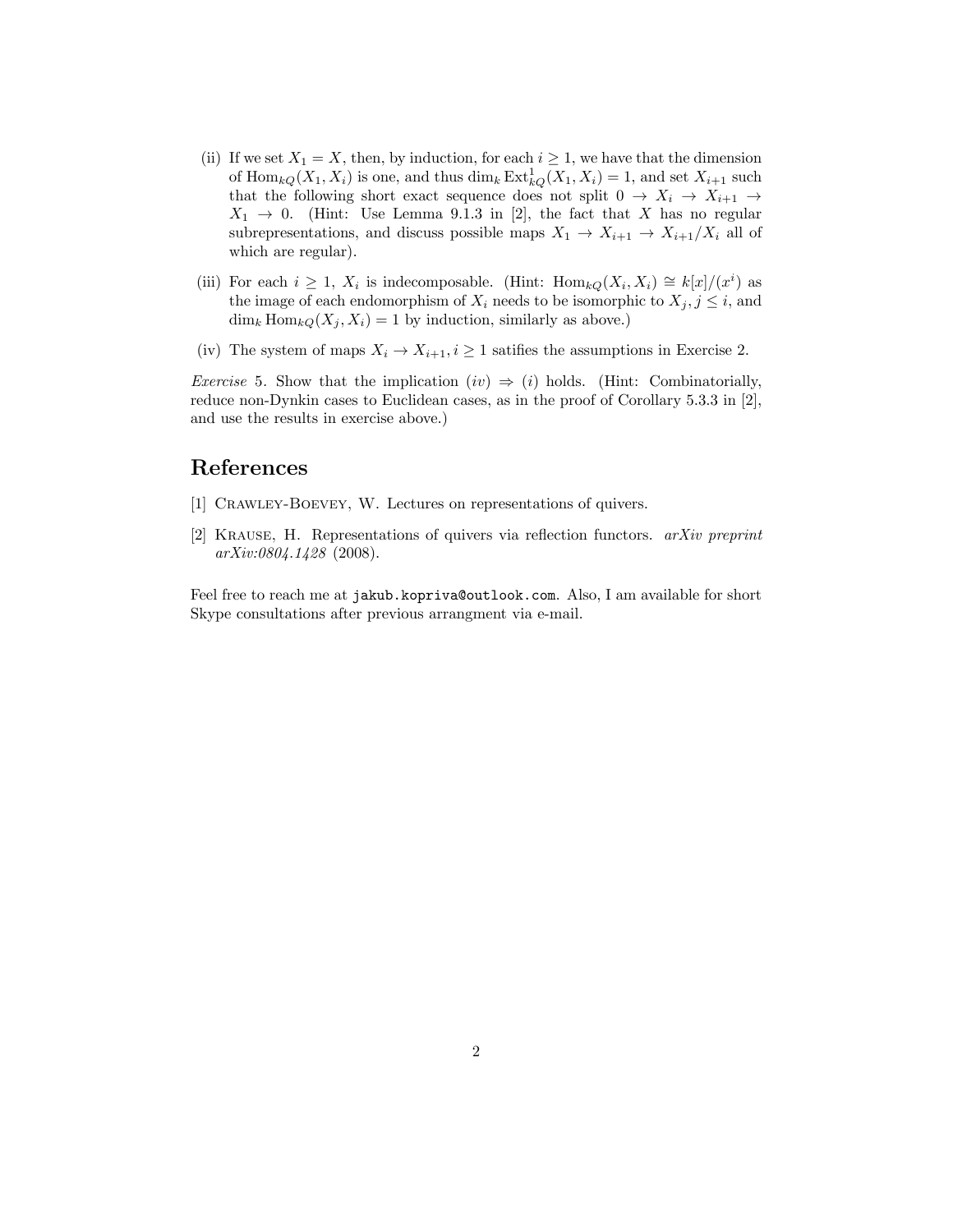(ii) If we set $X_1 = X$, then, by induction, for each $i \geq 1$, we have that the dimension of $\mathrm{Hom}_{kQ}(X_1, X_i)$ is one, and thus $\dim_k \mathrm{Ext}^1_{kQ}(X_1, X_i) = 1$, and set $X_{i+1}$ such that the following short exact sequence does not split $0 \to X_i \to X_{i+1} \to X_1 \to 0$. (Hint: Use Lemma 9.1.3 in [2], the fact that $X$ has no regular subrepresentations, and discuss possible maps $X_1 \to X_{i+1} \to X_{i+1}/X_i$ all of which are regular).

(iii) For each $i \geq 1$, $X_i$ is indecomposable. (Hint: $\mathrm{Hom}_{kQ}(X_i, X_i) \cong k[x]/(x^i)$ as the image of each endomorphism of $X_i$ needs to be isomorphic to $X_j, j \leq i$, and $\dim_k \mathrm{Hom}_{kQ}(X_j, X_i) = 1$ by induction, similarly as above.)

(iv) The system of maps $X_i \to X_{i+1}, i \geq 1$ satifies the assumptions in Exercise 2.

*Exercise* 5. Show that the implication $(iv) \Rightarrow (i)$ holds. (Hint: Combinatorially, reduce non-Dynkin cases to Euclidean cases, as in the proof of Corollary 5.3.3 in [2], and use the results in exercise above.)

## References

[1] Crawley-Boevey, W. Lectures on representations of quivers.

[2] Krause, H. Representations of quivers via reflection functors. *arXiv preprint arXiv:0804.1428* (2008).

Feel free to reach me at `jakub.kopriva@outlook.com`. Also, I am available for short Skype consultations after previous arrangment via e-mail.